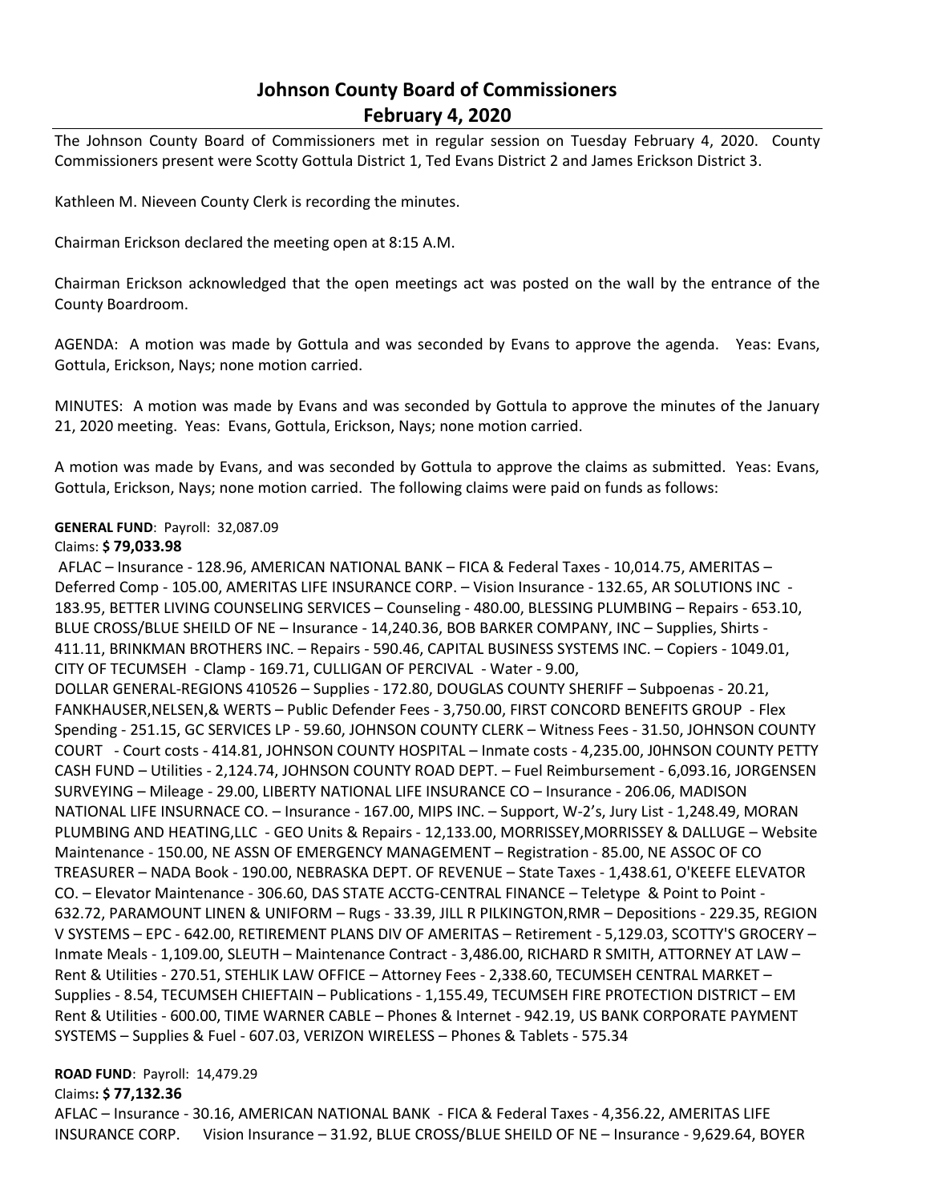# Johnson County Board of Commissioners
## February 4, 2020

The Johnson County Board of Commissioners met in regular session on Tuesday February 4, 2020. County Commissioners present were Scotty Gottula District 1, Ted Evans District 2 and James Erickson District 3.

Kathleen M. Nieveen County Clerk is recording the minutes.

Chairman Erickson declared the meeting open at 8:15 A.M.

Chairman Erickson acknowledged that the open meetings act was posted on the wall by the entrance of the County Boardroom.

AGENDA: A motion was made by Gottula and was seconded by Evans to approve the agenda. Yeas: Evans, Gottula, Erickson, Nays; none motion carried.

MINUTES: A motion was made by Evans and was seconded by Gottula to approve the minutes of the January 21, 2020 meeting. Yeas: Evans, Gottula, Erickson, Nays; none motion carried.

A motion was made by Evans, and was seconded by Gottula to approve the claims as submitted. Yeas: Evans, Gottula, Erickson, Nays; none motion carried. The following claims were paid on funds as follows:

**GENERAL FUND**: Payroll: 32,087.09

Claims: **$ 79,033.98**

AFLAC – Insurance - 128.96, AMERICAN NATIONAL BANK – FICA & Federal Taxes - 10,014.75, AMERITAS – Deferred Comp - 105.00, AMERITAS LIFE INSURANCE CORP. – Vision Insurance - 132.65, AR SOLUTIONS INC - 183.95, BETTER LIVING COUNSELING SERVICES – Counseling - 480.00, BLESSING PLUMBING – Repairs - 653.10, BLUE CROSS/BLUE SHEILD OF NE – Insurance - 14,240.36, BOB BARKER COMPANY, INC – Supplies, Shirts - 411.11, BRINKMAN BROTHERS INC. – Repairs - 590.46, CAPITAL BUSINESS SYSTEMS INC. – Copiers - 1049.01, CITY OF TECUMSEH - Clamp - 169.71, CULLIGAN OF PERCIVAL - Water - 9.00, DOLLAR GENERAL-REGIONS 410526 – Supplies - 172.80, DOUGLAS COUNTY SHERIFF – Subpoenas - 20.21, FANKHAUSER,NELSEN,& WERTS – Public Defender Fees - 3,750.00, FIRST CONCORD BENEFITS GROUP - Flex Spending - 251.15, GC SERVICES LP - 59.60, JOHNSON COUNTY CLERK – Witness Fees - 31.50, JOHNSON COUNTY COURT - Court costs - 414.81, JOHNSON COUNTY HOSPITAL – Inmate costs - 4,235.00, J0HNSON COUNTY PETTY CASH FUND – Utilities - 2,124.74, JOHNSON COUNTY ROAD DEPT. – Fuel Reimbursement - 6,093.16, JORGENSEN SURVEYING – Mileage - 29.00, LIBERTY NATIONAL LIFE INSURANCE CO – Insurance - 206.06, MADISON NATIONAL LIFE INSURNACE CO. – Insurance - 167.00, MIPS INC. – Support, W-2's, Jury List - 1,248.49, MORAN PLUMBING AND HEATING,LLC - GEO Units & Repairs - 12,133.00, MORRISSEY,MORRISSEY & DALLUGE – Website Maintenance - 150.00, NE ASSN OF EMERGENCY MANAGEMENT – Registration - 85.00, NE ASSOC OF CO TREASURER – NADA Book - 190.00, NEBRASKA DEPT. OF REVENUE – State Taxes - 1,438.61, O'KEEFE ELEVATOR CO. – Elevator Maintenance - 306.60, DAS STATE ACCTG-CENTRAL FINANCE – Teletype & Point to Point - 632.72, PARAMOUNT LINEN & UNIFORM – Rugs - 33.39, JILL R PILKINGTON,RMR – Depositions - 229.35, REGION V SYSTEMS – EPC - 642.00, RETIREMENT PLANS DIV OF AMERITAS – Retirement - 5,129.03, SCOTTY'S GROCERY – Inmate Meals - 1,109.00, SLEUTH – Maintenance Contract - 3,486.00, RICHARD R SMITH, ATTORNEY AT LAW – Rent & Utilities - 270.51, STEHLIK LAW OFFICE – Attorney Fees - 2,338.60, TECUMSEH CENTRAL MARKET – Supplies - 8.54, TECUMSEH CHIEFTAIN – Publications - 1,155.49, TECUMSEH FIRE PROTECTION DISTRICT – EM Rent & Utilities - 600.00, TIME WARNER CABLE – Phones & Internet - 942.19, US BANK CORPORATE PAYMENT SYSTEMS – Supplies & Fuel - 607.03, VERIZON WIRELESS – Phones & Tablets - 575.34

**ROAD FUND**: Payroll: 14,479.29

Claims**: $ 77,132.36**

AFLAC – Insurance - 30.16, AMERICAN NATIONAL BANK - FICA & Federal Taxes - 4,356.22, AMERITAS LIFE INSURANCE CORP. Vision Insurance – 31.92, BLUE CROSS/BLUE SHEILD OF NE – Insurance - 9,629.64, BOYER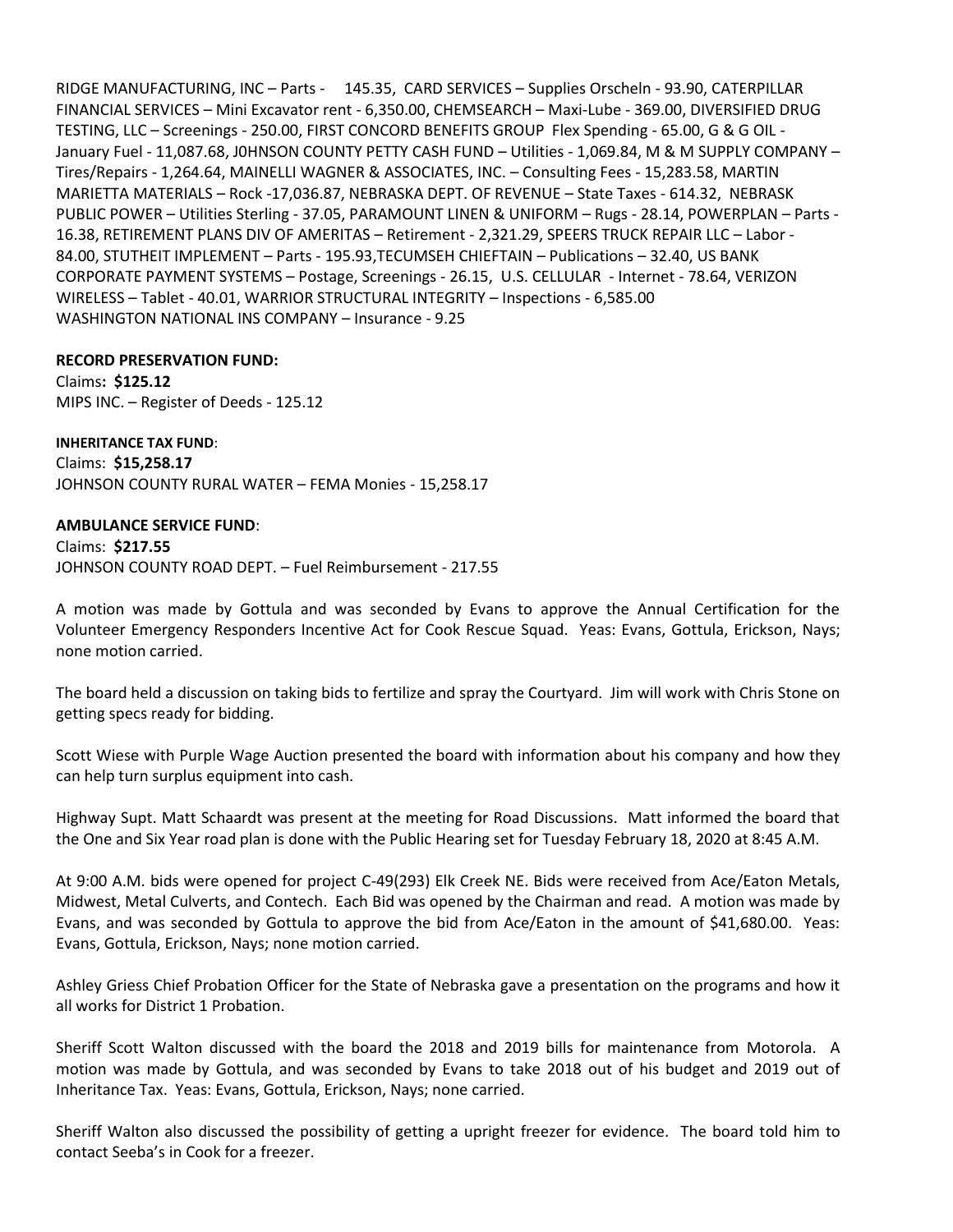RIDGE MANUFACTURING, INC – Parts - 145.35, CARD SERVICES – Supplies Orscheln - 93.90, CATERPILLAR FINANCIAL SERVICES – Mini Excavator rent - 6,350.00, CHEMSEARCH – Maxi-Lube - 369.00, DIVERSIFIED DRUG TESTING, LLC – Screenings - 250.00, FIRST CONCORD BENEFITS GROUP Flex Spending - 65.00, G & G OIL - January Fuel - 11,087.68, J0HNSON COUNTY PETTY CASH FUND – Utilities - 1,069.84, M & M SUPPLY COMPANY – Tires/Repairs - 1,264.64, MAINELLI WAGNER & ASSOCIATES, INC. – Consulting Fees - 15,283.58, MARTIN MARIETTA MATERIALS – Rock -17,036.87, NEBRASKA DEPT. OF REVENUE – State Taxes - 614.32, NEBRASK PUBLIC POWER – Utilities Sterling - 37.05, PARAMOUNT LINEN & UNIFORM – Rugs - 28.14, POWERPLAN – Parts - 16.38, RETIREMENT PLANS DIV OF AMERITAS – Retirement - 2,321.29, SPEERS TRUCK REPAIR LLC – Labor - 84.00, STUTHEIT IMPLEMENT – Parts - 195.93,TECUMSEH CHIEFTAIN – Publications – 32.40, US BANK CORPORATE PAYMENT SYSTEMS – Postage, Screenings - 26.15, U.S. CELLULAR - Internet - 78.64, VERIZON WIRELESS – Tablet - 40.01, WARRIOR STRUCTURAL INTEGRITY – Inspections - 6,585.00
WASHINGTON NATIONAL INS COMPANY – Insurance - 9.25

**RECORD PRESERVATION FUND:**
Claims**: $125.12**
MIPS INC. – Register of Deeds - 125.12

**INHERITANCE TAX FUND**:
Claims: **$15,258.17**
JOHNSON COUNTY RURAL WATER – FEMA Monies - 15,258.17

**AMBULANCE SERVICE FUND**:
Claims: **$217.55**
JOHNSON COUNTY ROAD DEPT. – Fuel Reimbursement - 217.55

A motion was made by Gottula and was seconded by Evans to approve the Annual Certification for the Volunteer Emergency Responders Incentive Act for Cook Rescue Squad. Yeas: Evans, Gottula, Erickson, Nays; none motion carried.

The board held a discussion on taking bids to fertilize and spray the Courtyard. Jim will work with Chris Stone on getting specs ready for bidding.

Scott Wiese with Purple Wage Auction presented the board with information about his company and how they can help turn surplus equipment into cash.

Highway Supt. Matt Schaardt was present at the meeting for Road Discussions. Matt informed the board that the One and Six Year road plan is done with the Public Hearing set for Tuesday February 18, 2020 at 8:45 A.M.

At 9:00 A.M. bids were opened for project C-49(293) Elk Creek NE. Bids were received from Ace/Eaton Metals, Midwest, Metal Culverts, and Contech. Each Bid was opened by the Chairman and read. A motion was made by Evans, and was seconded by Gottula to approve the bid from Ace/Eaton in the amount of $41,680.00. Yeas: Evans, Gottula, Erickson, Nays; none motion carried.

Ashley Griess Chief Probation Officer for the State of Nebraska gave a presentation on the programs and how it all works for District 1 Probation.

Sheriff Scott Walton discussed with the board the 2018 and 2019 bills for maintenance from Motorola. A motion was made by Gottula, and was seconded by Evans to take 2018 out of his budget and 2019 out of Inheritance Tax. Yeas: Evans, Gottula, Erickson, Nays; none carried.

Sheriff Walton also discussed the possibility of getting a upright freezer for evidence. The board told him to contact Seeba's in Cook for a freezer.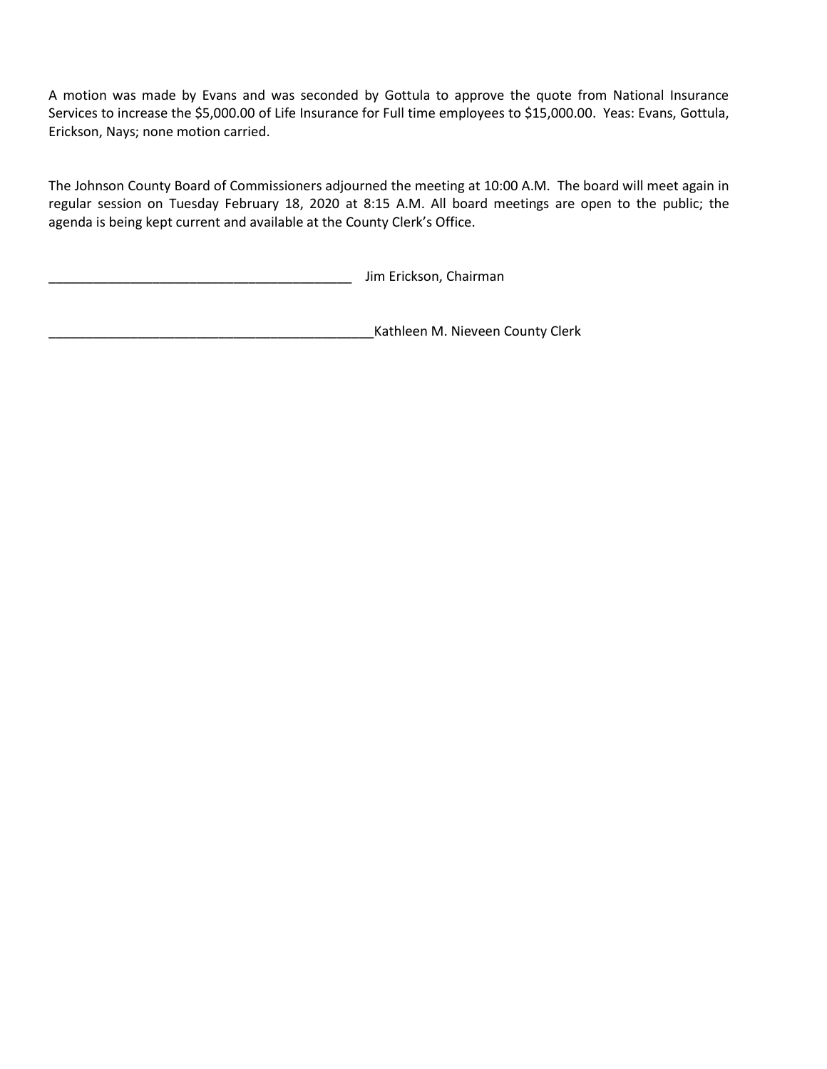A motion was made by Evans and was seconded by Gottula to approve the quote from National Insurance Services to increase the $5,000.00 of Life Insurance for Full time employees to $15,000.00. Yeas: Evans, Gottula, Erickson, Nays; none motion carried.

The Johnson County Board of Commissioners adjourned the meeting at 10:00 A.M. The board will meet again in regular session on Tuesday February 18, 2020 at 8:15 A.M. All board meetings are open to the public; the agenda is being kept current and available at the County Clerk's Office.

___________________________________________ Jim Erickson, Chairman

_____________________________________________Kathleen M. Nieveen County Clerk